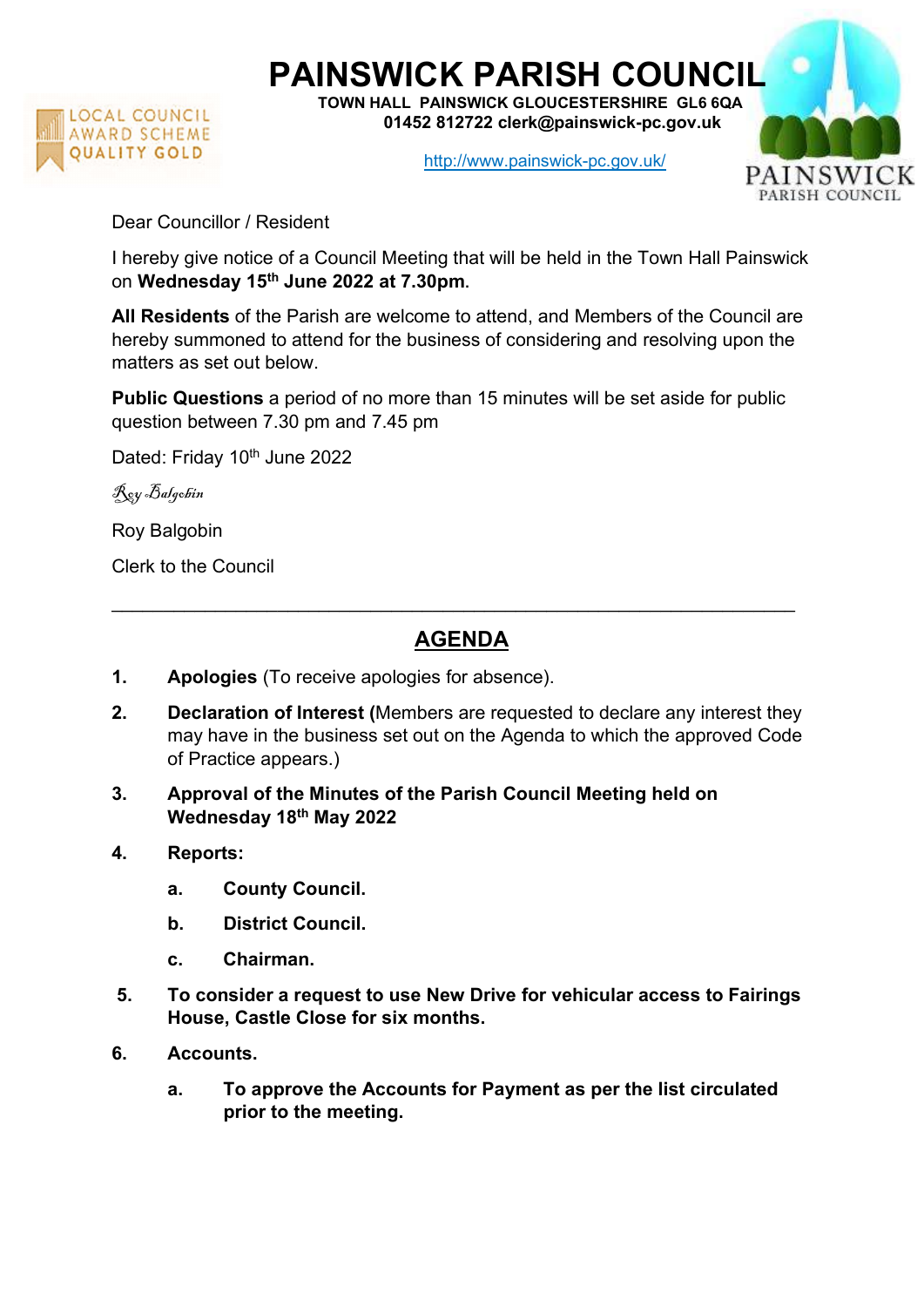# PAINSWICK PARISH COUNCIL

**TOWN HALL PAINSWICK GLOUCESTERSHIRE GL6 6QA**
**01452 812722 clerk@painswick-pc.gov.uk**

http://www.painswick-pc.gov.uk/

LOCAL COUNCIL AWARD SCHEME QUALITY GOLD

PAINSWICK PARISH COUNCIL

Dear Councillor / Resident

I hereby give notice of a Council Meeting that will be held in the Town Hall Painswick on **Wednesday 15th June 2022 at 7.30pm**.

**All Residents** of the Parish are welcome to attend, and Members of the Council are hereby summoned to attend for the business of considering and resolving upon the matters as set out below.

**Public Questions** a period of no more than 15 minutes will be set aside for public question between 7.30 pm and 7.45 pm

Dated: Friday 10th June 2022

*Roy Balgobin*

Roy Balgobin

Clerk to the Council

---

## AGENDA

1. **Apologies** (To receive apologies for absence).
2. **Declaration of Interest (**Members are requested to declare any interest they may have in the business set out on the Agenda to which the approved Code of Practice appears.)
3. **Approval of the Minutes of the Parish Council Meeting held on Wednesday 18th May 2022**
4. **Reports:**
   a. **County Council.**
   b. **District Council.**
   c. **Chairman.**
5. **To consider a request to use New Drive for vehicular access to Fairings House, Castle Close for six months.**
6. **Accounts.**
   a. **To approve the Accounts for Payment as per the list circulated prior to the meeting.**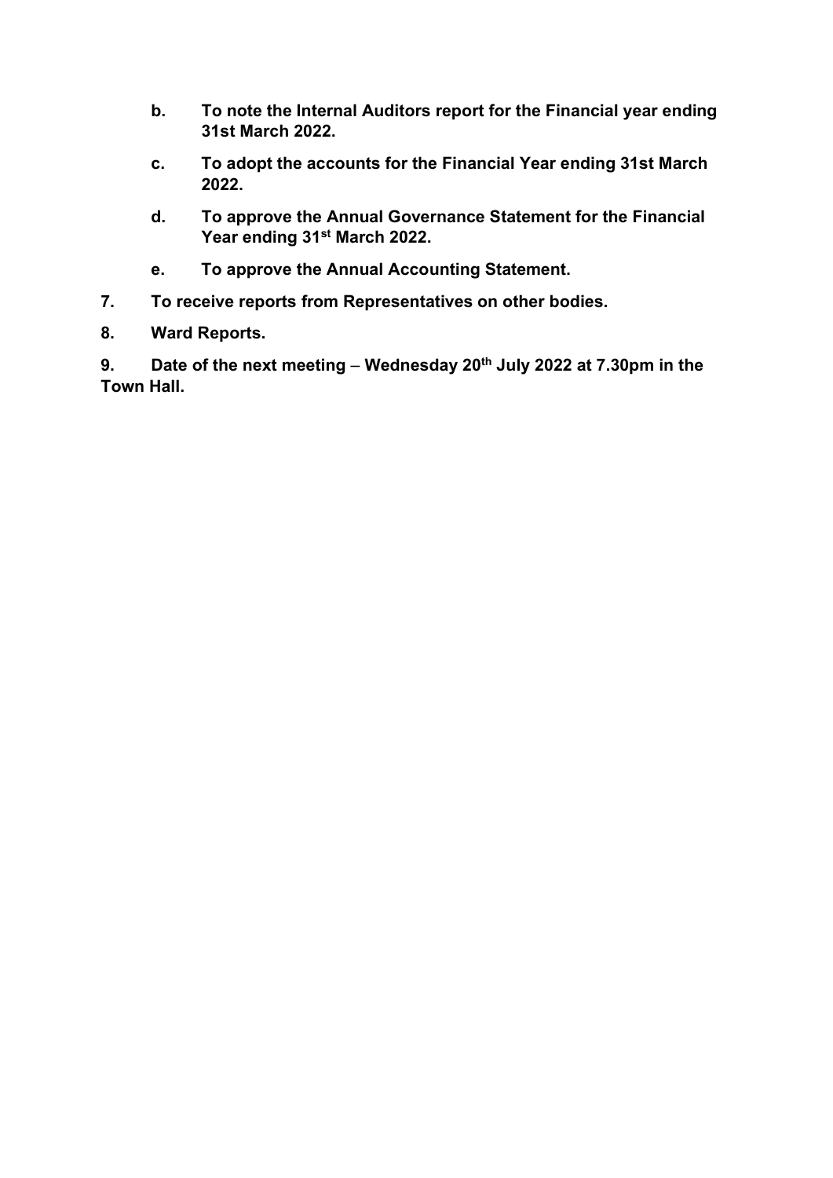- **b. To note the Internal Auditors report for the Financial year ending 31st March 2022.**
- **c. To adopt the accounts for the Financial Year ending 31st March 2022.**
- **d. To approve the Annual Governance Statement for the Financial Year ending 31st March 2022.**
- **e. To approve the Annual Accounting Statement.**

**7. To receive reports from Representatives on other bodies.**

**8. Ward Reports.**

**9. Date of the next meeting – Wednesday 20th July 2022 at 7.30pm in the Town Hall.**